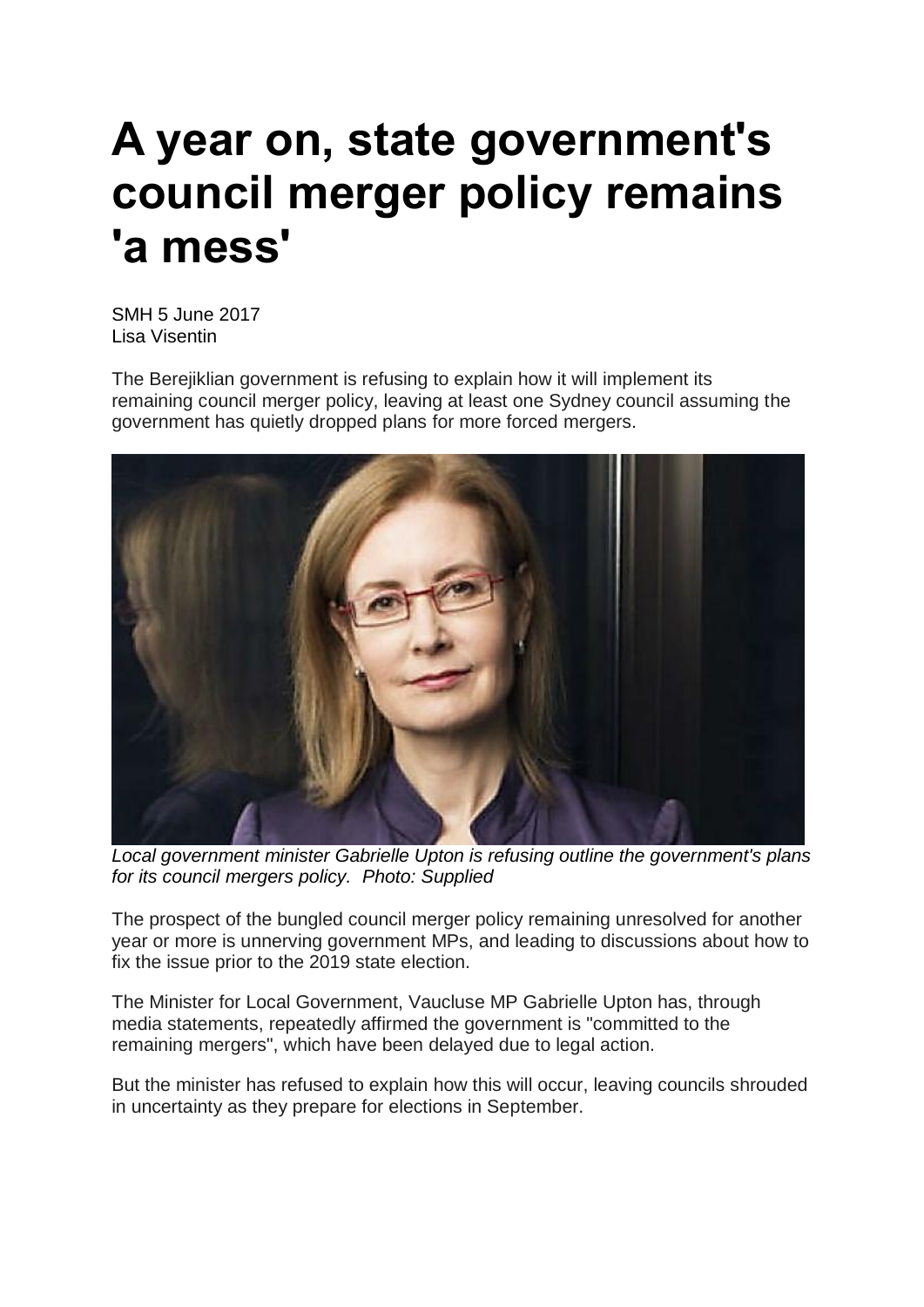# A year on, state government's council merger policy remains 'a mess'

SMH 5 June 2017
Lisa Visentin

The Berejiklian government is refusing to explain how it will implement its remaining council merger policy, leaving at least one Sydney council assuming the government has quietly dropped plans for more forced mergers.

*Local government minister Gabrielle Upton is refusing outline the government's plans for its council mergers policy. Photo: Supplied*

The prospect of the bungled council merger policy remaining unresolved for another year or more is unnerving government MPs, and leading to discussions about how to fix the issue prior to the 2019 state election.

The Minister for Local Government, Vaucluse MP Gabrielle Upton has, through media statements, repeatedly affirmed the government is "committed to the remaining mergers", which have been delayed due to legal action.

But the minister has refused to explain how this will occur, leaving councils shrouded in uncertainty as they prepare for elections in September.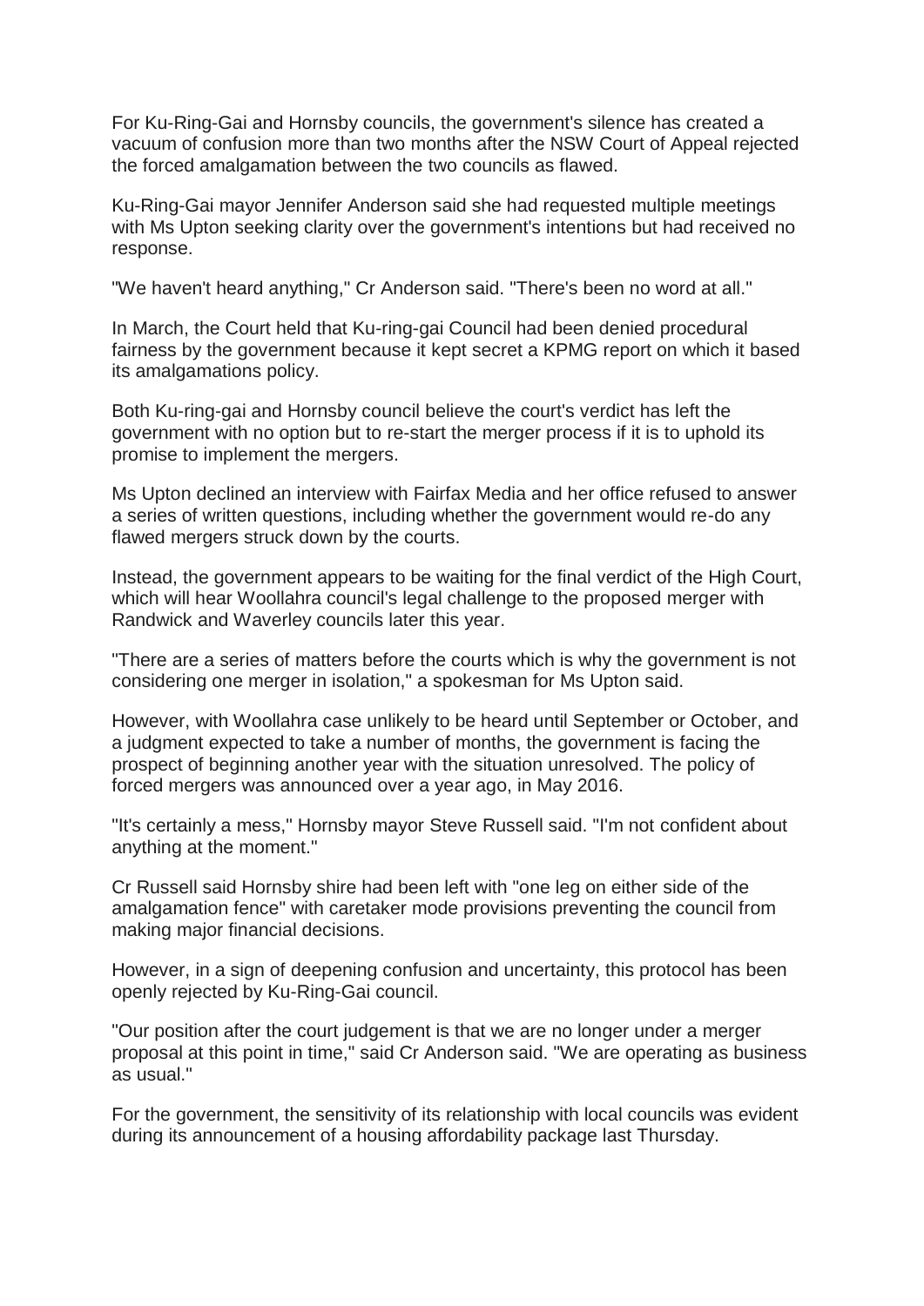For Ku-Ring-Gai and Hornsby councils, the government's silence has created a vacuum of confusion more than two months after the NSW Court of Appeal rejected the forced amalgamation between the two councils as flawed.

Ku-Ring-Gai mayor Jennifer Anderson said she had requested multiple meetings with Ms Upton seeking clarity over the government's intentions but had received no response.

"We haven't heard anything," Cr Anderson said. "There's been no word at all."

In March, the Court held that Ku-ring-gai Council had been denied procedural fairness by the government because it kept secret a KPMG report on which it based its amalgamations policy.

Both Ku-ring-gai and Hornsby council believe the court's verdict has left the government with no option but to re-start the merger process if it is to uphold its promise to implement the mergers.

Ms Upton declined an interview with Fairfax Media and her office refused to answer a series of written questions, including whether the government would re-do any flawed mergers struck down by the courts.

Instead, the government appears to be waiting for the final verdict of the High Court, which will hear Woollahra council's legal challenge to the proposed merger with Randwick and Waverley councils later this year.

"There are a series of matters before the courts which is why the government is not considering one merger in isolation," a spokesman for Ms Upton said.

However, with Woollahra case unlikely to be heard until September or October, and a judgment expected to take a number of months, the government is facing the prospect of beginning another year with the situation unresolved. The policy of forced mergers was announced over a year ago, in May 2016.

"It's certainly a mess," Hornsby mayor Steve Russell said. "I'm not confident about anything at the moment."

Cr Russell said Hornsby shire had been left with "one leg on either side of the amalgamation fence" with caretaker mode provisions preventing the council from making major financial decisions.

However, in a sign of deepening confusion and uncertainty, this protocol has been openly rejected by Ku-Ring-Gai council.

"Our position after the court judgement is that we are no longer under a merger proposal at this point in time," said Cr Anderson said. "We are operating as business as usual."

For the government, the sensitivity of its relationship with local councils was evident during its announcement of a housing affordability package last Thursday.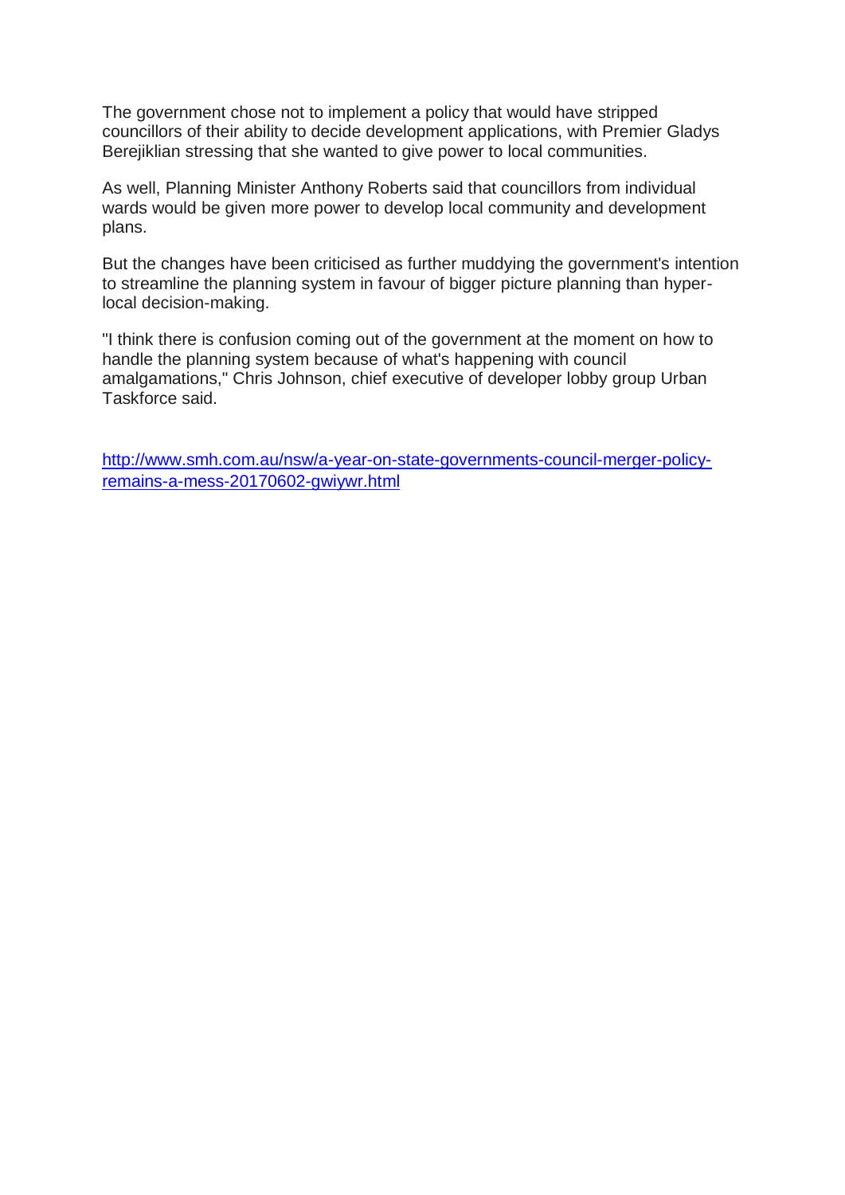The government chose not to implement a policy that would have stripped councillors of their ability to decide development applications, with Premier Gladys Berejiklian stressing that she wanted to give power to local communities.

As well, Planning Minister Anthony Roberts said that councillors from individual wards would be given more power to develop local community and development plans.

But the changes have been criticised as further muddying the government's intention to streamline the planning system in favour of bigger picture planning than hyper-local decision-making.

"I think there is confusion coming out of the government at the moment on how to handle the planning system because of what's happening with council amalgamations," Chris Johnson, chief executive of developer lobby group Urban Taskforce said.

[http://www.smh.com.au/nsw/a-year-on-state-governments-council-merger-policy-remains-a-mess-20170602-gwiywr.html](http://www.smh.com.au/nsw/a-year-on-state-governments-council-merger-policy-remains-a-mess-20170602-gwiywr.html)